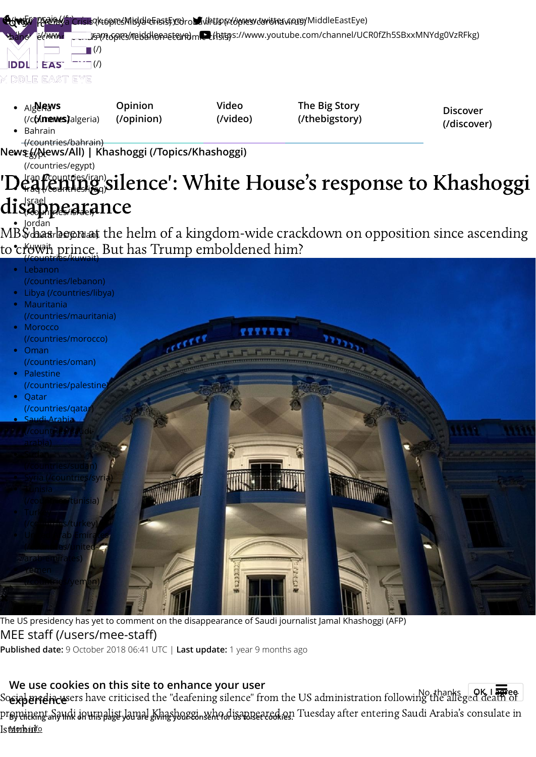News (/News/All) | Khashoggi (/Topics/Khashoggi)

# 'Deafening silence': White House's response to Khashoggi disappearance

MBS has been at the helm of a kingdom-wide crackdown on opposition since ascending to crown prince. But has Trump emboldened him?

The US presidency has yet to comment on the disappearance of Saudi journalist Jamal Khashoggi (AFP)

MEE staff (/users/mee-staff)

**Published date:** 9 October 2018 06:41 UTC | **Last update:** 1 year 9 months ago

Social media users have criticised the "deafening silence" from the US administration following the alleged death of prominent Saudi journalist Jamal Khashoggi, who disappeared on Tuesday after entering Saudi Arabia's consulate in Istanbul.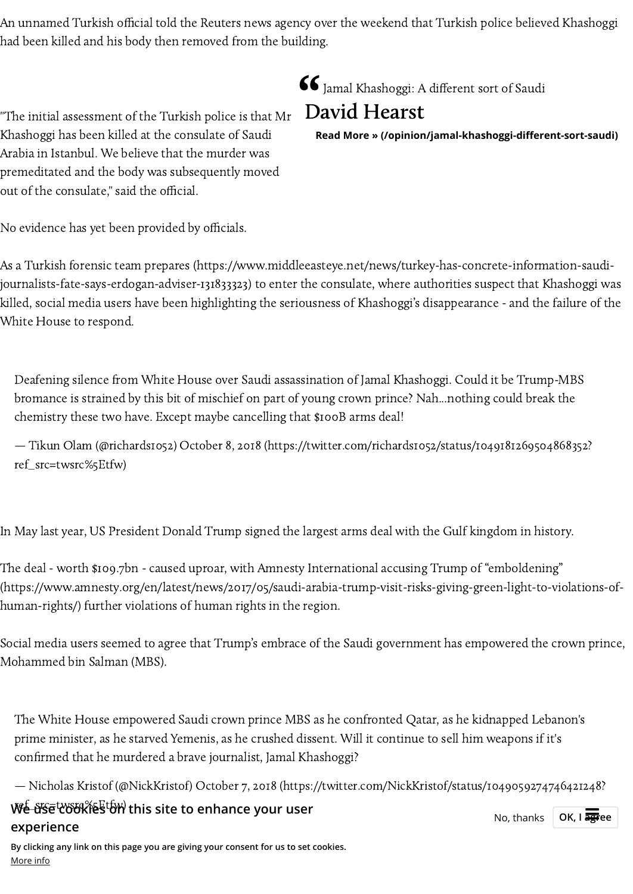An unnamed Turkish official told the Reuters news agency over the weekend that Turkish police believed Khashoggi had been killed and his body then removed from the building.

"The initial assessment of the Turkish police is that Mr Khashoggi has been killed at the consulate of Saudi Arabia in Istanbul. We believe that the murder was premeditated and the body was subsequently moved out of the consulate," said the official.

> “ Jamal Khashoggi: A different sort of Saudi
>
> **David Hearst**
>
> **Read More » (/opinion/jamal-khashoggi-different-sort-saudi)**

No evidence has yet been provided by officials.

As a Turkish forensic team prepares (https://www.middleeasteye.net/news/turkey-has-concrete-information-saudi-journalists-fate-says-erdogan-adviser-131833323) to enter the consulate, where authorities suspect that Khashoggi was killed, social media users have been highlighting the seriousness of Khashoggi's disappearance - and the failure of the White House to respond.

> Deafening silence from White House over Saudi assassination of Jamal Khashoggi. Could it be Trump-MBS bromance is strained by this bit of mischief on part of young crown prince? Nah...nothing could break the chemistry these two have. Except maybe cancelling that $100B arms deal!
>
> — Tikun Olam (@richards1052) October 8, 2018 (https://twitter.com/richards1052/status/1049181269504868352?ref_src=twsrc%5Etfw)

In May last year, US President Donald Trump signed the largest arms deal with the Gulf kingdom in history.

The deal - worth $109.7bn - caused uproar, with Amnesty International accusing Trump of "emboldening" (https://www.amnesty.org/en/latest/news/2017/05/saudi-arabia-trump-visit-risks-giving-green-light-to-violations-of-human-rights/) further violations of human rights in the region.

Social media users seemed to agree that Trump's embrace of the Saudi government has empowered the crown prince, Mohammed bin Salman (MBS).

> The White House empowered Saudi crown prince MBS as he confronted Qatar, as he kidnapped Lebanon's prime minister, as he starved Yemenis, as he crushed dissent. Will it continue to sell him weapons if it's confirmed that he murdered a brave journalist, Jamal Khashoggi?
>
> — Nicholas Kristof (@NickKristof) October 7, 2018 (https://twitter.com/NickKristof/status/1049059274746421248?ref_src=twsrc%5Etfw)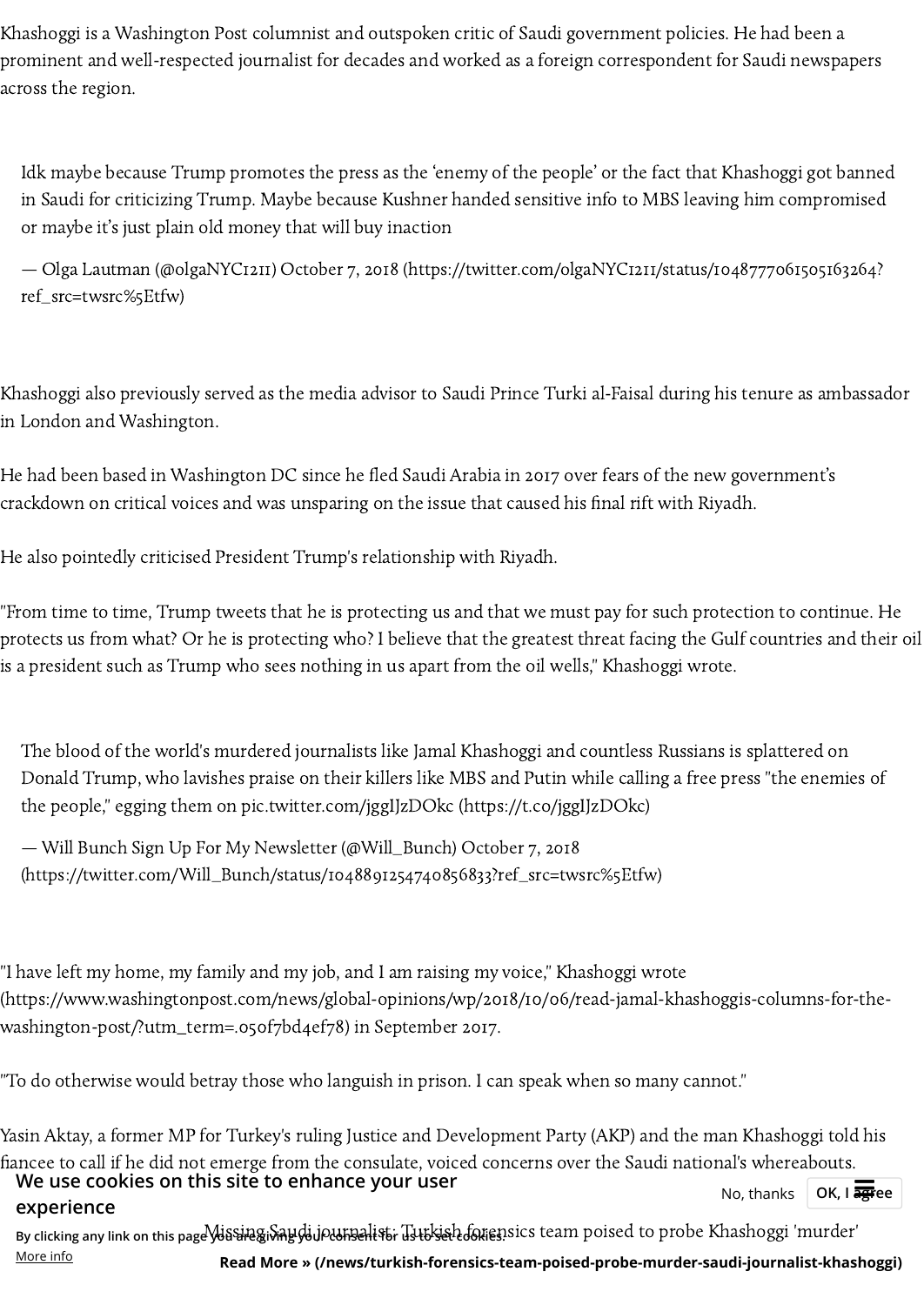Khashoggi is a Washington Post columnist and outspoken critic of Saudi government policies. He had been a prominent and well-respected journalist for decades and worked as a foreign correspondent for Saudi newspapers across the region.

> Idk maybe because Trump promotes the press as the 'enemy of the people' or the fact that Khashoggi got banned in Saudi for criticizing Trump. Maybe because Kushner handed sensitive info to MBS leaving him compromised or maybe it's just plain old money that will buy inaction
>
> — Olga Lautman (@olgaNYC1211) October 7, 2018 (https://twitter.com/olgaNYC1211/status/1048777061505163264?ref_src=twsrc%5Etfw)

Khashoggi also previously served as the media advisor to Saudi Prince Turki al-Faisal during his tenure as ambassador in London and Washington.

He had been based in Washington DC since he fled Saudi Arabia in 2017 over fears of the new government's crackdown on critical voices and was unsparing on the issue that caused his final rift with Riyadh.

He also pointedly criticised President Trump's relationship with Riyadh.

"From time to time, Trump tweets that he is protecting us and that we must pay for such protection to continue. He protects us from what? Or he is protecting who? I believe that the greatest threat facing the Gulf countries and their oil is a president such as Trump who sees nothing in us apart from the oil wells," Khashoggi wrote.

> The blood of the world's murdered journalists like Jamal Khashoggi and countless Russians is splattered on Donald Trump, who lavishes praise on their killers like MBS and Putin while calling a free press "the enemies of the people," egging them on pic.twitter.com/jggIJzDOkc (https://t.co/jggIJzDOkc)
>
> — Will Bunch Sign Up For My Newsletter (@Will_Bunch) October 7, 2018 (https://twitter.com/Will_Bunch/status/1048891254740856833?ref_src=twsrc%5Etfw)

"I have left my home, my family and my job, and I am raising my voice," Khashoggi wrote (https://www.washingtonpost.com/news/global-opinions/wp/2018/10/06/read-jamal-khashoggis-columns-for-the-washington-post/?utm_term=.050f7bd4ef78) in September 2017.

"To do otherwise would betray those who languish in prison. I can speak when so many cannot."

Yasin Aktay, a former MP for Turkey's ruling Justice and Development Party (AKP) and the man Khashoggi told his fiancee to call if he did not emerge from the consulate, voiced concerns over the Saudi national's whereabouts.

Missing Saudi journalist: Turkish forensics team poised to probe Khashoggi 'murder'

**Read More » (/news/turkish-forensics-team-poised-probe-murder-saudi-journalist-khashoggi)**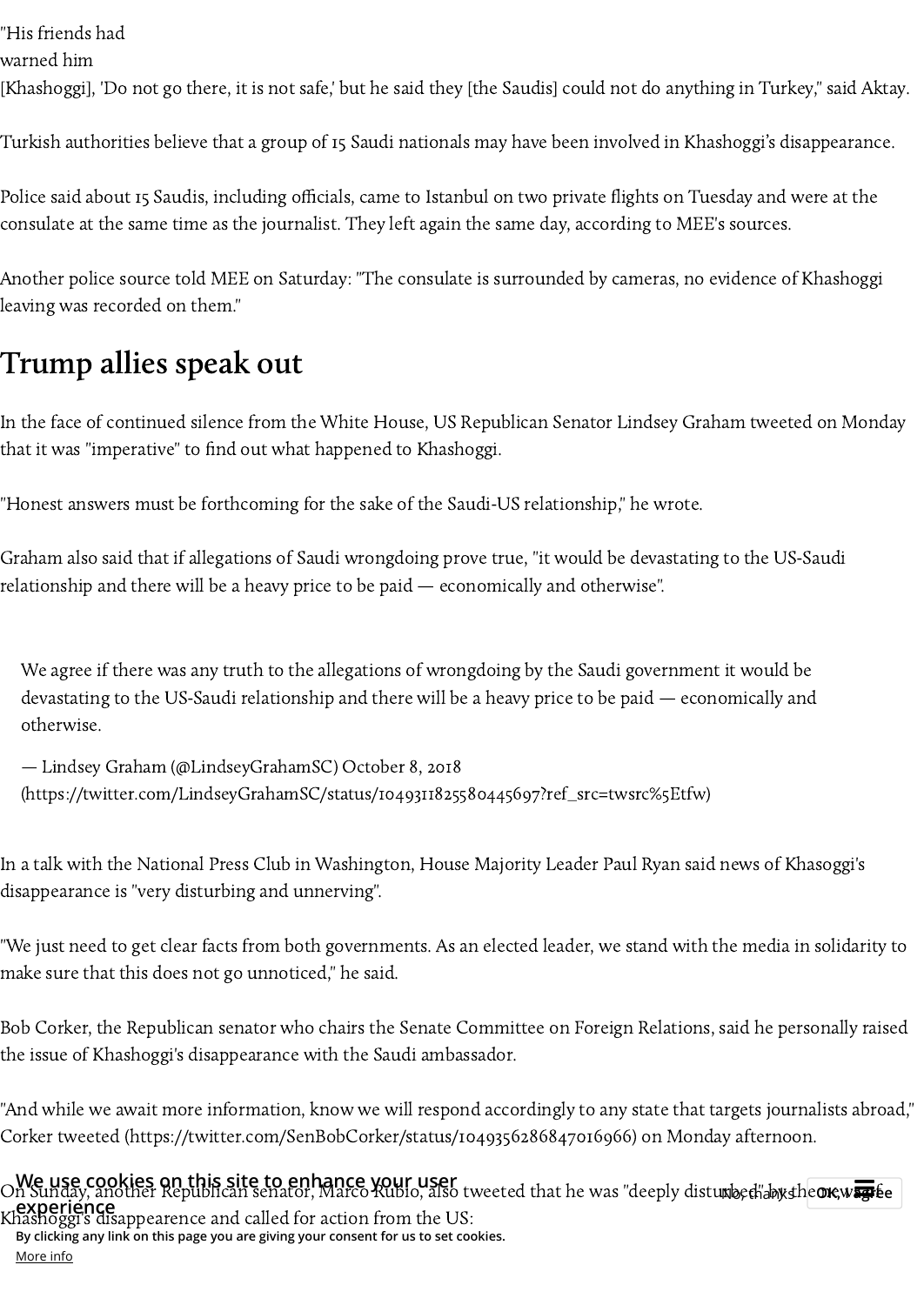"His friends had warned him [Khashoggi], 'Do not go there, it is not safe,' but he said they [the Saudis] could not do anything in Turkey," said Aktay.

Turkish authorities believe that a group of 15 Saudi nationals may have been involved in Khashoggi's disappearance.

Police said about 15 Saudis, including officials, came to Istanbul on two private flights on Tuesday and were at the consulate at the same time as the journalist. They left again the same day, according to MEE's sources.

Another police source told MEE on Saturday: "The consulate is surrounded by cameras, no evidence of Khashoggi leaving was recorded on them."

## Trump allies speak out

In the face of continued silence from the White House, US Republican Senator Lindsey Graham tweeted on Monday that it was "imperative" to find out what happened to Khashoggi.

"Honest answers must be forthcoming for the sake of the Saudi-US relationship," he wrote.

Graham also said that if allegations of Saudi wrongdoing prove true, "it would be devastating to the US-Saudi relationship and there will be a heavy price to be paid — economically and otherwise".

> We agree if there was any truth to the allegations of wrongdoing by the Saudi government it would be devastating to the US-Saudi relationship and there will be a heavy price to be paid — economically and otherwise.
>
> — Lindsey Graham (@LindseyGrahamSC) October 8, 2018 (https://twitter.com/LindseyGrahamSC/status/1049311825580445697?ref_src=twsrc%5Etfw)

In a talk with the National Press Club in Washington, House Majority Leader Paul Ryan said news of Khasoggi's disappearance is "very disturbing and unnerving".

"We just need to get clear facts from both governments. As an elected leader, we stand with the media in solidarity to make sure that this does not go unnoticed," he said.

Bob Corker, the Republican senator who chairs the Senate Committee on Foreign Relations, said he personally raised the issue of Khashoggi's disappearance with the Saudi ambassador.

"And while we await more information, know we will respond accordingly to any state that targets journalists abroad," Corker tweeted (https://twitter.com/SenBobCorker/status/1049356286847016966) on Monday afternoon.

On Sunday, another Republican senator, Marco Rubio, also tweeted that he was "deeply disturbed" by the news of Khashoggi's disappearence and called for action from the US: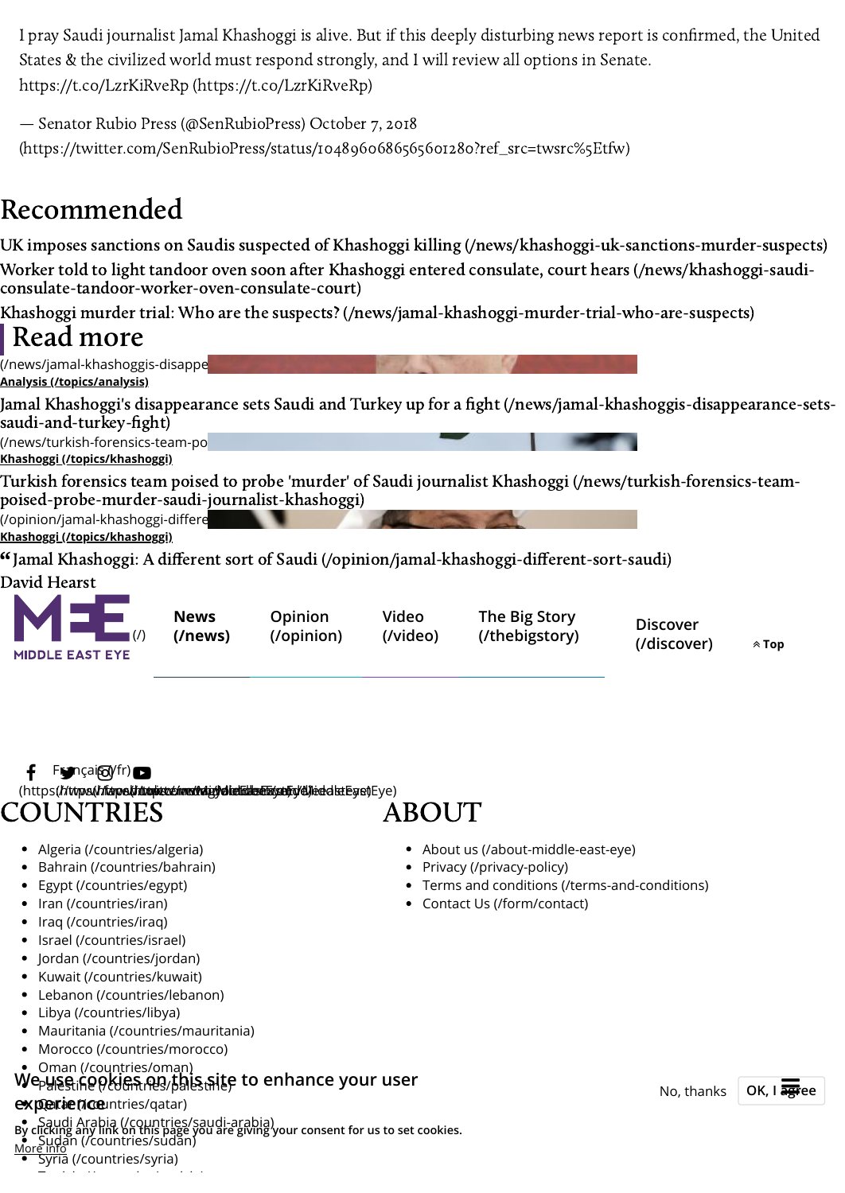I pray Saudi journalist Jamal Khashoggi is alive. But if this deeply disturbing news report is confirmed, the United States & the civilized world must respond strongly, and I will review all options in Senate. https://t.co/LzrKiRveRp (https://t.co/LzrKiRveRp)

— Senator Rubio Press (@SenRubioPress) October 7, 2018 (https://twitter.com/SenRubioPress/status/1048960686565601280?ref_src=twsrc%5Etfw)

# Recommended

UK imposes sanctions on Saudis suspected of Khashoggi killing (/news/khashoggi-uk-sanctions-murder-suspects)

Worker told to light tandoor oven soon after Khashoggi entered consulate, court hears (/news/khashoggi-saudi-consulate-tandoor-worker-oven-consulate-court)

Khashoggi murder trial: Who are the suspects? (/news/jamal-khashoggi-murder-trial-who-are-suspects)

## Read more

(/news/jamal-khashoggis-disappe

**Analysis (/topics/analysis)**

Jamal Khashoggi's disappearance sets Saudi and Turkey up for a fight (/news/jamal-khashoggis-disappearance-sets-saudi-and-turkey-fight)

(/news/turkish-forensics-team-po

**Khashoggi (/topics/khashoggi)**

Turkish forensics team poised to probe 'murder' of Saudi journalist Khashoggi (/news/turkish-forensics-team-poised-probe-murder-saudi-journalist-khashoggi)

(/opinion/jamal-khashoggi-differe

**Khashoggi (/topics/khashoggi)**

“ Jamal Khashoggi: A different sort of Saudi (/opinion/jamal-khashoggi-different-sort-saudi)

David Hearst

MIDDLE EAST EYE (/)

News (/news) Opinion (/opinion) Video (/video) The Big Story (/thebigstory) Discover (/discover) Top

Français (/fr)

# COUNTRIES

- Algeria (/countries/algeria)
- Bahrain (/countries/bahrain)
- Egypt (/countries/egypt)
- Iran (/countries/iran)
- Iraq (/countries/iraq)
- Israel (/countries/israel)
- Jordan (/countries/jordan)
- Kuwait (/countries/kuwait)
- Lebanon (/countries/lebanon)
- Libya (/countries/libya)
- Mauritania (/countries/mauritania)
- Morocco (/countries/morocco)
- Oman (/countries/oman)
- Palestine (/countries/palestine)
- Qatar (/countries/qatar)
- Saudi Arabia (/countries/saudi-arabia)
- Sudan (/countries/sudan)
- Syria (/countries/syria)

# ABOUT

- About us (/about-middle-east-eye)
- Privacy (/privacy-policy)
- Terms and conditions (/terms-and-conditions)
- Contact Us (/form/contact)

We use cookies on this site to enhance your user experience

By clicking any link on this page you are giving your consent for us to set cookies.

More info

No, thanks OK, I agree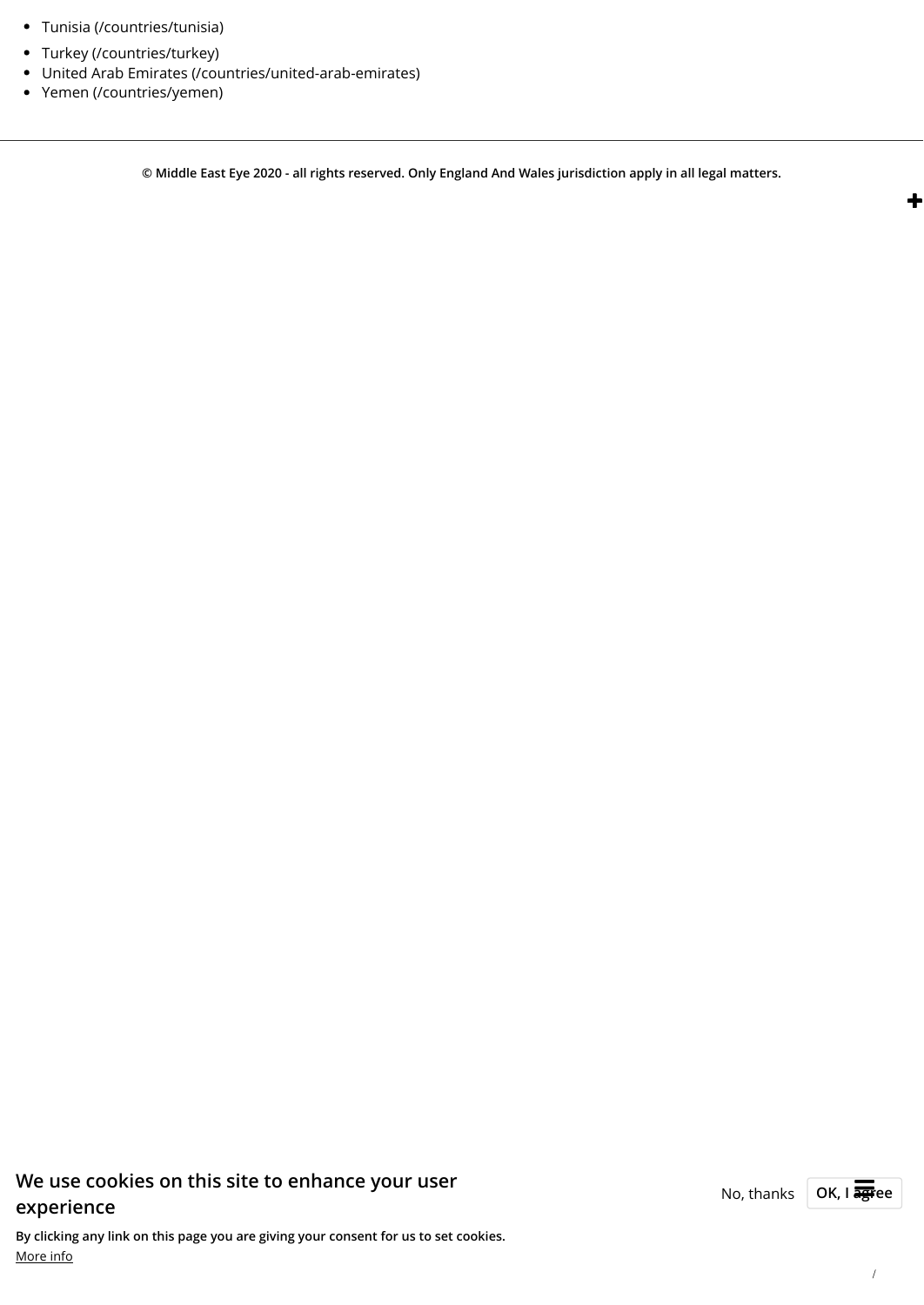- Tunisia (/countries/tunisia)
- Turkey (/countries/turkey)
- United Arab Emirates (/countries/united-arab-emirates)
- Yemen (/countries/yemen)

---

**© Middle East Eye 2020 - all rights reserved. Only England And Wales jurisdiction apply in all legal matters.**

## We use cookies on this site to enhance your user experience

**By clicking any link on this page you are giving your consent for us to set cookies.**

More info

No, thanks OK, I agree